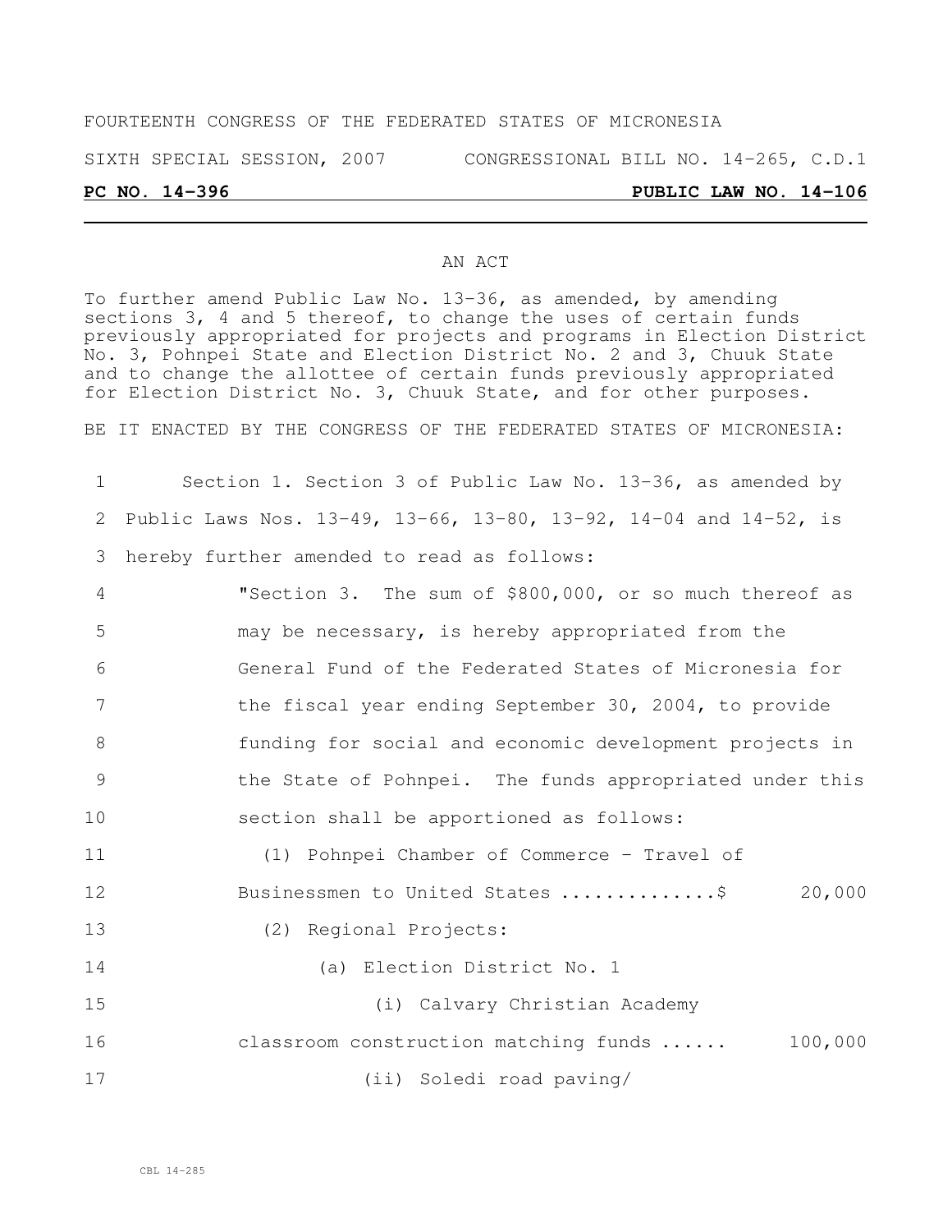FOURTEENTH CONGRESS OF THE FEDERATED STATES OF MICRONESIA

SIXTH SPECIAL SESSION, 2007 CONGRESSIONAL BILL NO. 14-265, C.D.1

**PC NO. 14-396** **PUBLIC LAW NO. 14-106**

AN ACT

To further amend Public Law No. 13-36, as amended, by amending sections 3, 4 and 5 thereof, to change the uses of certain funds previously appropriated for projects and programs in Election District No. 3, Pohnpei State and Election District No. 2 and 3, Chuuk State and to change the allottee of certain funds previously appropriated for Election District No. 3, Chuuk State, and for other purposes.

BE IT ENACTED BY THE CONGRESS OF THE FEDERATED STATES OF MICRONESIA:

1 Section 1. Section 3 of Public Law No. 13-36, as amended by
2 Public Laws Nos. 13-49, 13-66, 13-80, 13-92, 14-04 and 14-52, is
3 hereby further amended to read as follows:

4 "Section 3. The sum of \$800,000, or so much thereof as
5 may be necessary, is hereby appropriated from the
6 General Fund of the Federated States of Micronesia for
7 the fiscal year ending September 30, 2004, to provide
8 funding for social and economic development projects in
9 the State of Pohnpei. The funds appropriated under this
10 section shall be apportioned as follows:

11 (1) Pohnpei Chamber of Commerce - Travel of
12 Businessmen to United States ..............\$ 20,000

13 (2) Regional Projects:

14 (a) Election District No. 1

15 (i) Calvary Christian Academy
16 classroom construction matching funds ...... 100,000

17 (ii) Soledi road paving/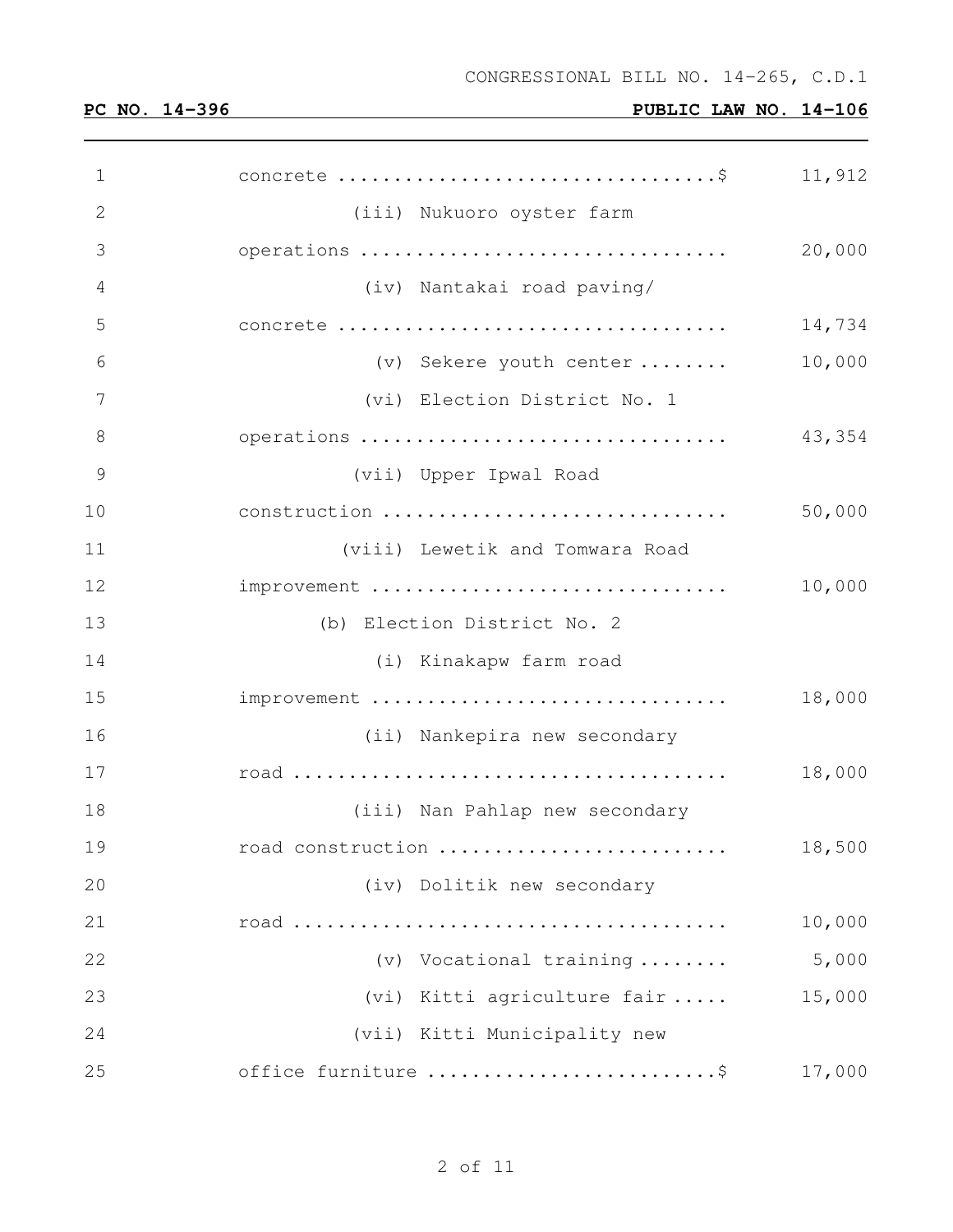concrete ..................................$ 11,912

(iii) Nukuoro oyster farm operations .................................. 20,000

(iv) Nantakai road paving/ concrete .................................. 14,734

(v) Sekere youth center ........ 10,000

(vi) Election District No. 1 operations .................................. 43,354

(vii) Upper Ipwal Road construction .................................. 50,000

(viii) Lewetik and Tomwara Road improvement .................................. 10,000

(b) Election District No. 2

(i) Kinakapw farm road improvement .................................. 18,000

(ii) Nankepira new secondary road .................................. 18,000

(iii) Nan Pahlap new secondary road construction .......................... 18,500

(iv) Dolitik new secondary road .................................. 10,000

(v) Vocational training ........ 5,000

(vi) Kitti agriculture fair ..... 15,000

(vii) Kitti Municipality new office furniture ..........................$ 17,000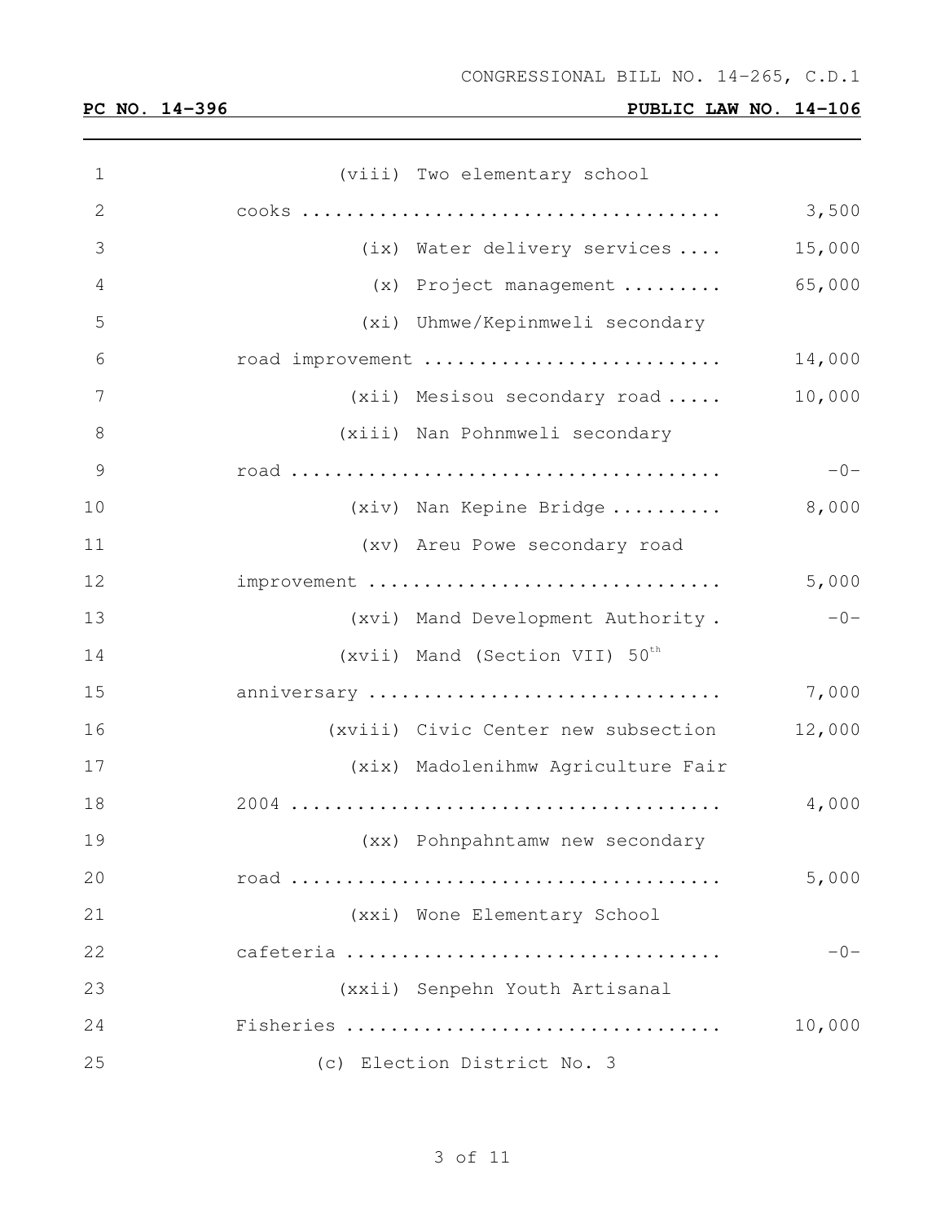(viii) Two elementary school cooks .................................... 3,500

(ix) Water delivery services .... 15,000

(x) Project management ......... 65,000

(xi) Uhmwe/Kepinmweli secondary road improvement .......................... 14,000

(xii) Mesisou secondary road ..... 10,000

(xiii) Nan Pohnmweli secondary road ...................................... -0-

(xiv) Nan Kepine Bridge .......... 8,000

(xv) Areu Powe secondary road improvement ............................... 5,000

(xvi) Mand Development Authority . -0-

(xvii) Mand (Section VII) 50th anniversary ............................... 7,000

(xviii) Civic Center new subsection 12,000

(xix) Madolenihmw Agriculture Fair 2004 ...................................... 4,000

(xx) Pohnpahntamw new secondary road ...................................... 5,000

(xxi) Wone Elementary School cafeteria ................................. -0-

(xxii) Senpehn Youth Artisanal Fisheries .................................. 10,000

(c) Election District No. 3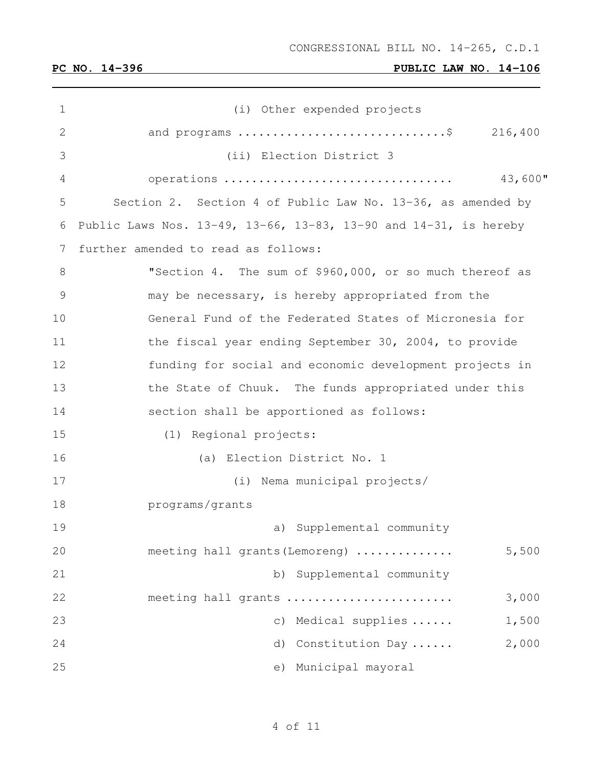(i) Other expended projects and programs ............................$ 216,400

(ii) Election District 3 operations ................................ 43,600"

Section 2. Section 4 of Public Law No. 13-36, as amended by Public Laws Nos. 13-49, 13-66, 13-83, 13-90 and 14-31, is hereby further amended to read as follows:

"Section 4. The sum of $960,000, or so much thereof as may be necessary, is hereby appropriated from the General Fund of the Federated States of Micronesia for the fiscal year ending September 30, 2004, to provide funding for social and economic development projects in the State of Chuuk. The funds appropriated under this section shall be apportioned as follows:

(1) Regional projects:

(a) Election District No. 1

(i) Nema municipal projects/programs/grants

a) Supplemental community meeting hall grants(Lemoreng) .............. 5,500

b) Supplemental community meeting hall grants ....................... 3,000

c) Medical supplies ...... 1,500

d) Constitution Day ...... 2,000

e) Municipal mayoral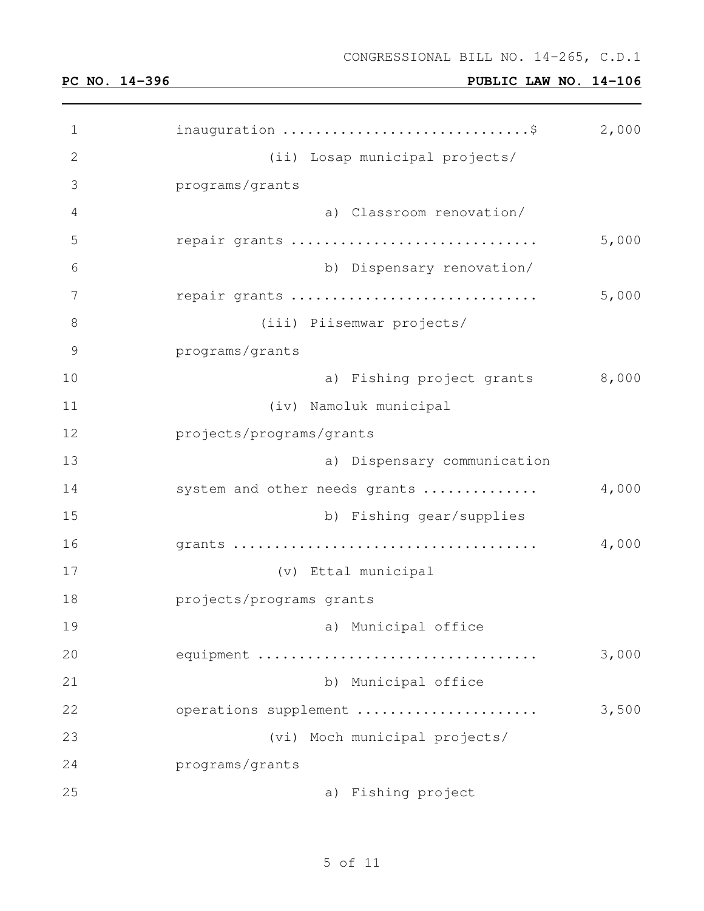inauguration ............................\$ 2,000

(ii) Losap municipal projects/ programs/grants

a) Classroom renovation/ repair grants ............................ 5,000

b) Dispensary renovation/ repair grants ............................ 5,000

(iii) Piisemwar projects/ programs/grants

a) Fishing project grants 8,000

(iv) Namoluk municipal projects/programs/grants

a) Dispensary communication system and other needs grants ............. 4,000

b) Fishing gear/supplies grants .................................... 4,000

(v) Ettal municipal projects/programs grants

a) Municipal office equipment ................................ 3,000

b) Municipal office operations supplement ..................... 3,500

(vi) Moch municipal projects/ programs/grants

a) Fishing project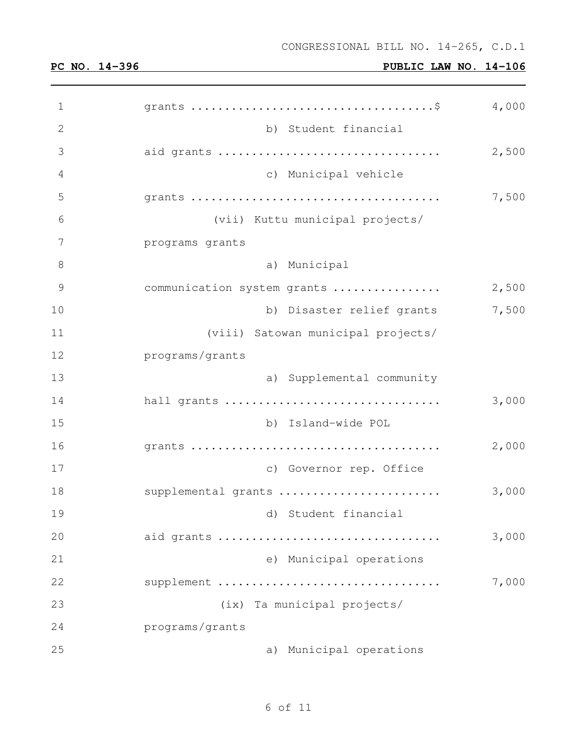| | |
|---|---|
| grants ....................................$ | 4,000 |
| b) Student financial aid grants ................................. | 2,500 |
| c) Municipal vehicle grants ..................................... | 7,500 |
| (vii) Kuttu municipal projects/ programs grants | |
| a) Municipal communication system grants ................ | 2,500 |
| b) Disaster relief grants | 7,500 |
| (viii) Satowan municipal projects/ programs/grants | |
| a) Supplemental community hall grants ............................... | 3,000 |
| b) Island-wide POL grants ..................................... | 2,000 |
| c) Governor rep. Office supplemental grants ........................ | 3,000 |
| d) Student financial aid grants ................................. | 3,000 |
| e) Municipal operations supplement ................................. | 7,000 |
| (ix) Ta municipal projects/ programs/grants | |
| a) Municipal operations | |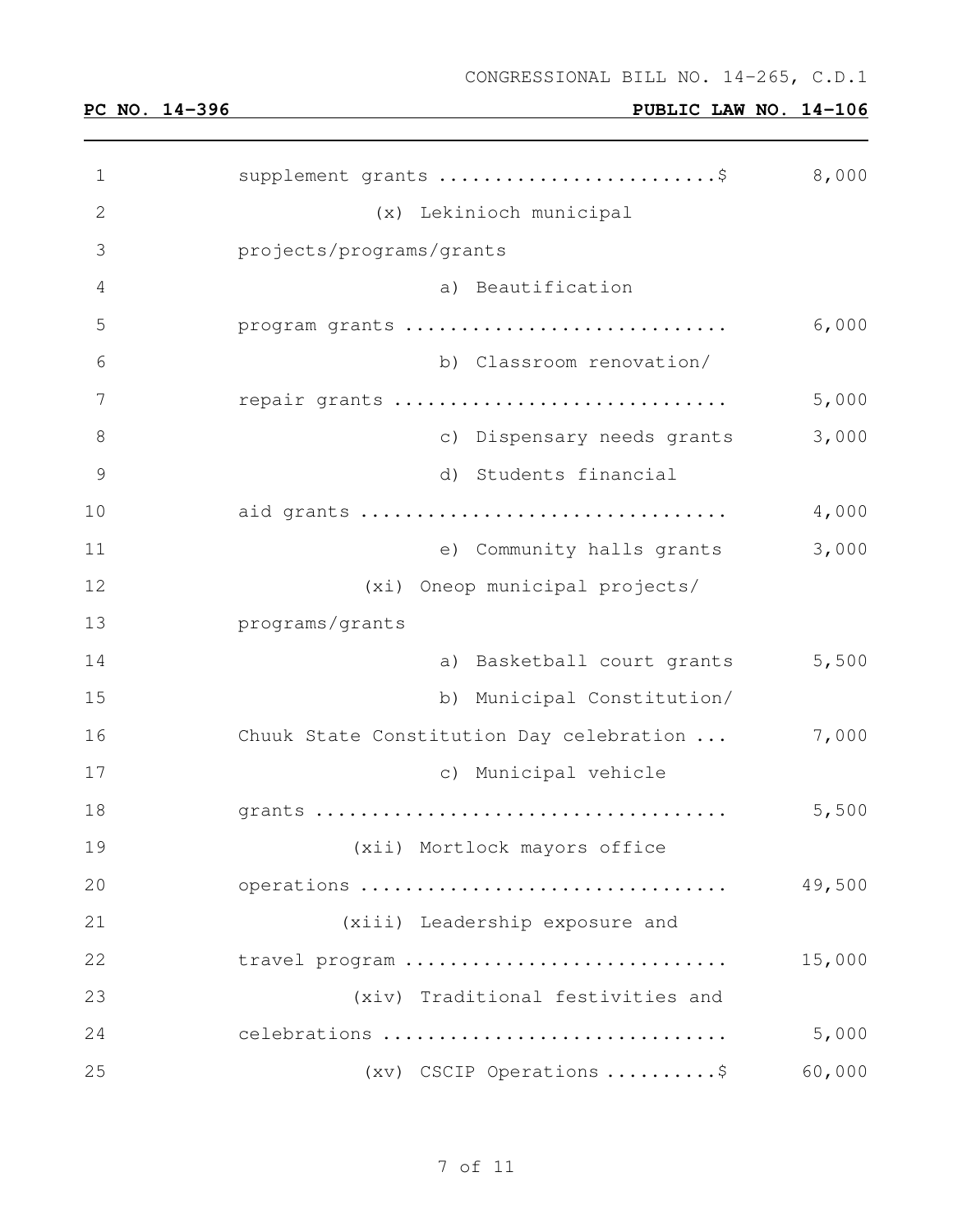supplement grants ........................$ 8,000

(x) Lekinioch municipal projects/programs/grants

a) Beautification program grants ............................ 6,000

b) Classroom renovation/ repair grants ............................. 5,000

c) Dispensary needs grants 3,000

d) Students financial aid grants ................................ 4,000

e) Community halls grants 3,000

(xi) Oneop municipal projects/ programs/grants

a) Basketball court grants 5,500

b) Municipal Constitution/ Chuuk State Constitution Day celebration ... 7,000

c) Municipal vehicle grants .................................... 5,500

(xii) Mortlock mayors office operations ................................ 49,500

(xiii) Leadership exposure and travel program ............................ 15,000

(xiv) Traditional festivities and celebrations .............................. 5,000

(xv) CSCIP Operations ..........$ 60,000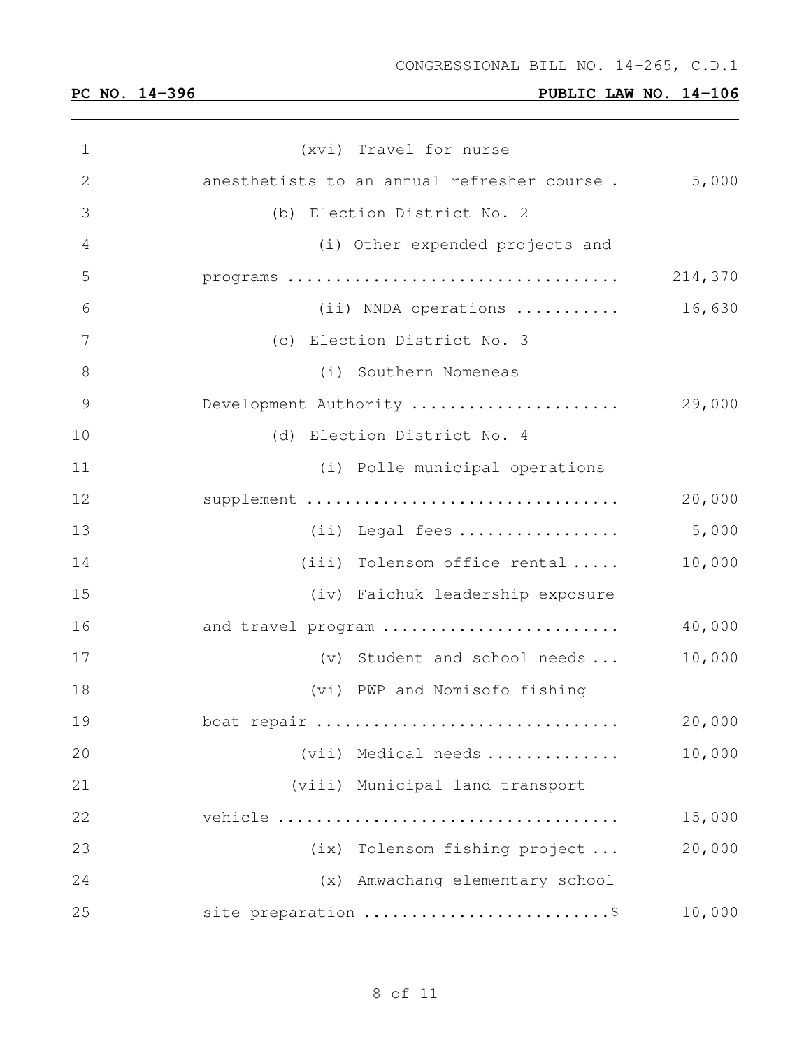(xvi) Travel for nurse anesthetists to an annual refresher course . 5,000

(b) Election District No. 2

(i) Other expended projects and programs .................................. 214,370

(ii) NNDA operations ........... 16,630

(c) Election District No. 3

(i) Southern Nomeneas Development Authority ...................... 29,000

(d) Election District No. 4

(i) Polle municipal operations supplement ................................ 20,000

(ii) Legal fees ................. 5,000

(iii) Tolensom office rental ..... 10,000

(iv) Faichuk leadership exposure and travel program ......................... 40,000

(v) Student and school needs ... 10,000

(vi) PWP and Nomisofo fishing boat repair ................................ 20,000

(vii) Medical needs ............. 10,000

(viii) Municipal land transport vehicle ................................... 15,000

(ix) Tolensom fishing project ... 20,000

(x) Amwachang elementary school site preparation .........................$ 10,000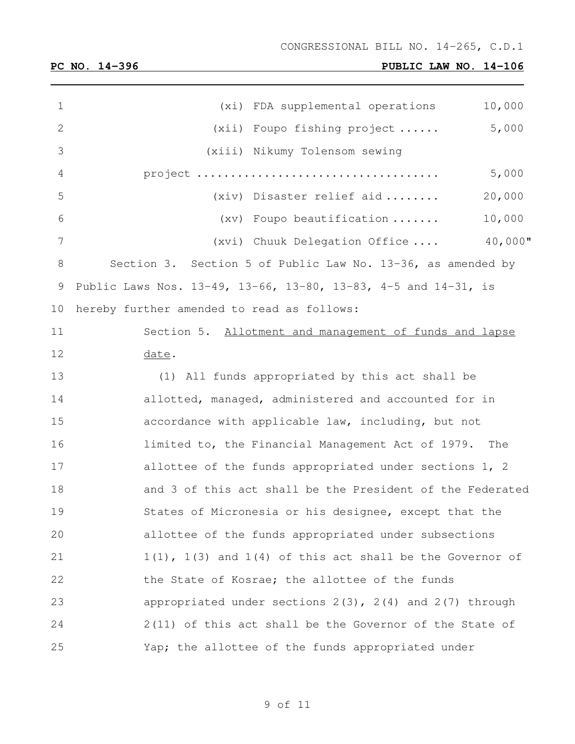(xi) FDA supplemental operations 10,000

(xii) Foupo fishing project ...... 5,000

(xiii) Nikumy Tolensom sewing project .................................. 5,000

(xiv) Disaster relief aid ........ 20,000

(xv) Foupo beautification ....... 10,000

(xvi) Chuuk Delegation Office .... 40,000"

Section 3. Section 5 of Public Law No. 13-36, as amended by Public Laws Nos. 13-49, 13-66, 13-80, 13-83, 4-5 and 14-31, is hereby further amended to read as follows:

Section 5. Allotment and management of funds and lapse date.

(1) All funds appropriated by this act shall be allotted, managed, administered and accounted for in accordance with applicable law, including, but not limited to, the Financial Management Act of 1979. The allottee of the funds appropriated under sections 1, 2 and 3 of this act shall be the President of the Federated States of Micronesia or his designee, except that the allottee of the funds appropriated under subsections 1(1), 1(3) and 1(4) of this act shall be the Governor of the State of Kosrae; the allottee of the funds appropriated under sections 2(3), 2(4) and 2(7) through 2(11) of this act shall be the Governor of the State of Yap; the allottee of the funds appropriated under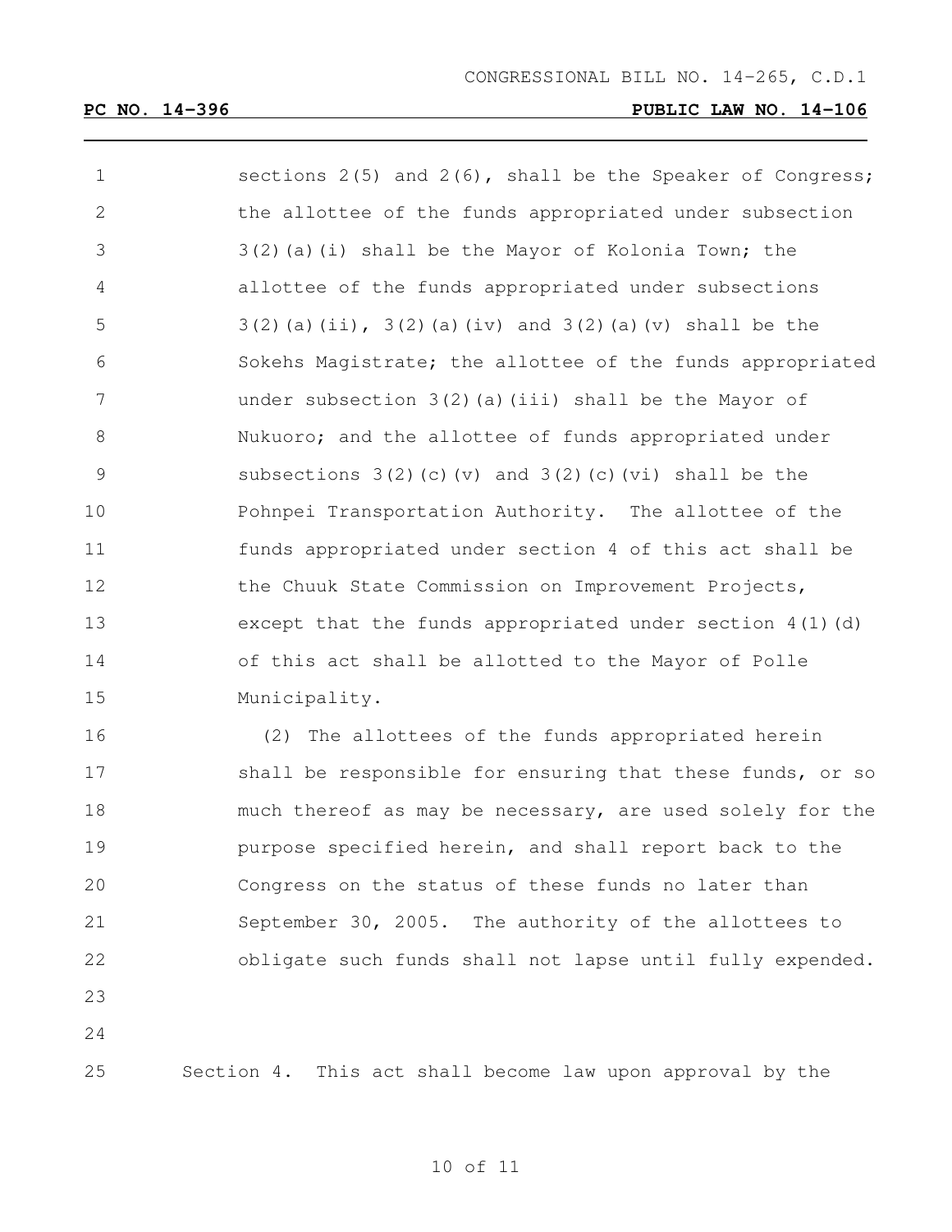sections 2(5) and 2(6), shall be the Speaker of Congress; the allottee of the funds appropriated under subsection 3(2)(a)(i) shall be the Mayor of Kolonia Town; the allottee of the funds appropriated under subsections 3(2)(a)(ii), 3(2)(a)(iv) and 3(2)(a)(v) shall be the Sokehs Magistrate; the allottee of the funds appropriated under subsection 3(2)(a)(iii) shall be the Mayor of Nukuoro; and the allottee of funds appropriated under subsections 3(2)(c)(v) and 3(2)(c)(vi) shall be the Pohnpei Transportation Authority. The allottee of the funds appropriated under section 4 of this act shall be the Chuuk State Commission on Improvement Projects, except that the funds appropriated under section 4(1)(d) of this act shall be allotted to the Mayor of Polle Municipality.

(2) The allottees of the funds appropriated herein shall be responsible for ensuring that these funds, or so much thereof as may be necessary, are used solely for the purpose specified herein, and shall report back to the Congress on the status of these funds no later than September 30, 2005. The authority of the allottees to obligate such funds shall not lapse until fully expended.

Section 4. This act shall become law upon approval by the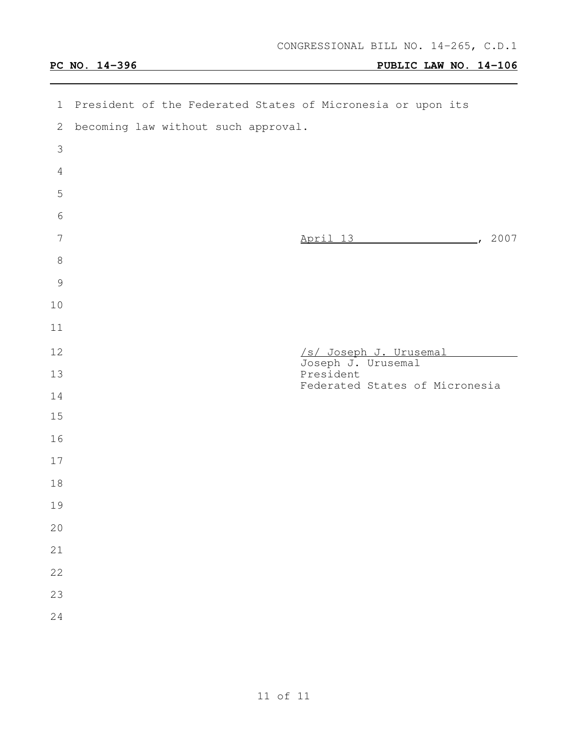President of the Federated States of Micronesia or upon its becoming law without such approval.

April 13, 2007

/s/ Joseph J. Urusemal
Joseph J. Urusemal
President
Federated States of Micronesia